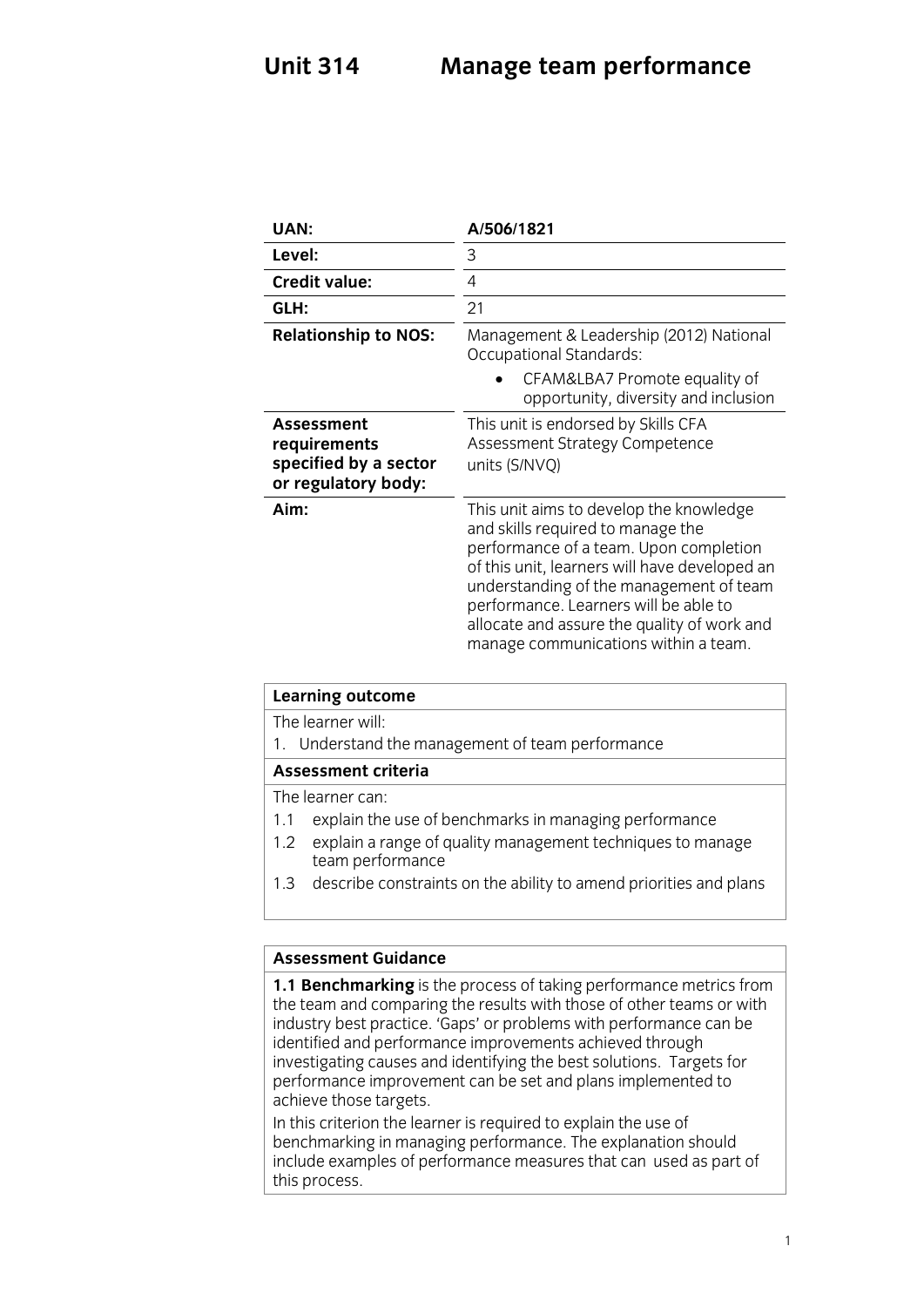# Unit 314 Manage team performance

| | |
|---|---|
| **UAN:** | **A/506/1821** |
| **Level:** | 3 |
| **Credit value:** | 4 |
| **GLH:** | 21 |
| **Relationship to NOS:** | Management & Leadership (2012) National Occupational Standards:<br>• CFAM&LBA7 Promote equality of opportunity, diversity and inclusion |
| **Assessment requirements specified by a sector or regulatory body:** | This unit is endorsed by Skills CFA Assessment Strategy Competence units (S/NVQ) |
| **Aim:** | This unit aims to develop the knowledge and skills required to manage the performance of a team. Upon completion of this unit, learners will have developed an understanding of the management of team performance. Learners will be able to allocate and assure the quality of work and manage communications within a team. |

**Learning outcome**

The learner will:

1. Understand the management of team performance

**Assessment criteria**

The learner can:

1.1 explain the use of benchmarks in managing performance

1.2 explain a range of quality management techniques to manage team performance

1.3 describe constraints on the ability to amend priorities and plans

**Assessment Guidance**

**1.1 Benchmarking** is the process of taking performance metrics from the team and comparing the results with those of other teams or with industry best practice. 'Gaps' or problems with performance can be identified and performance improvements achieved through investigating causes and identifying the best solutions. Targets for performance improvement can be set and plans implemented to achieve those targets.

In this criterion the learner is required to explain the use of benchmarking in managing performance. The explanation should include examples of performance measures that can used as part of this process.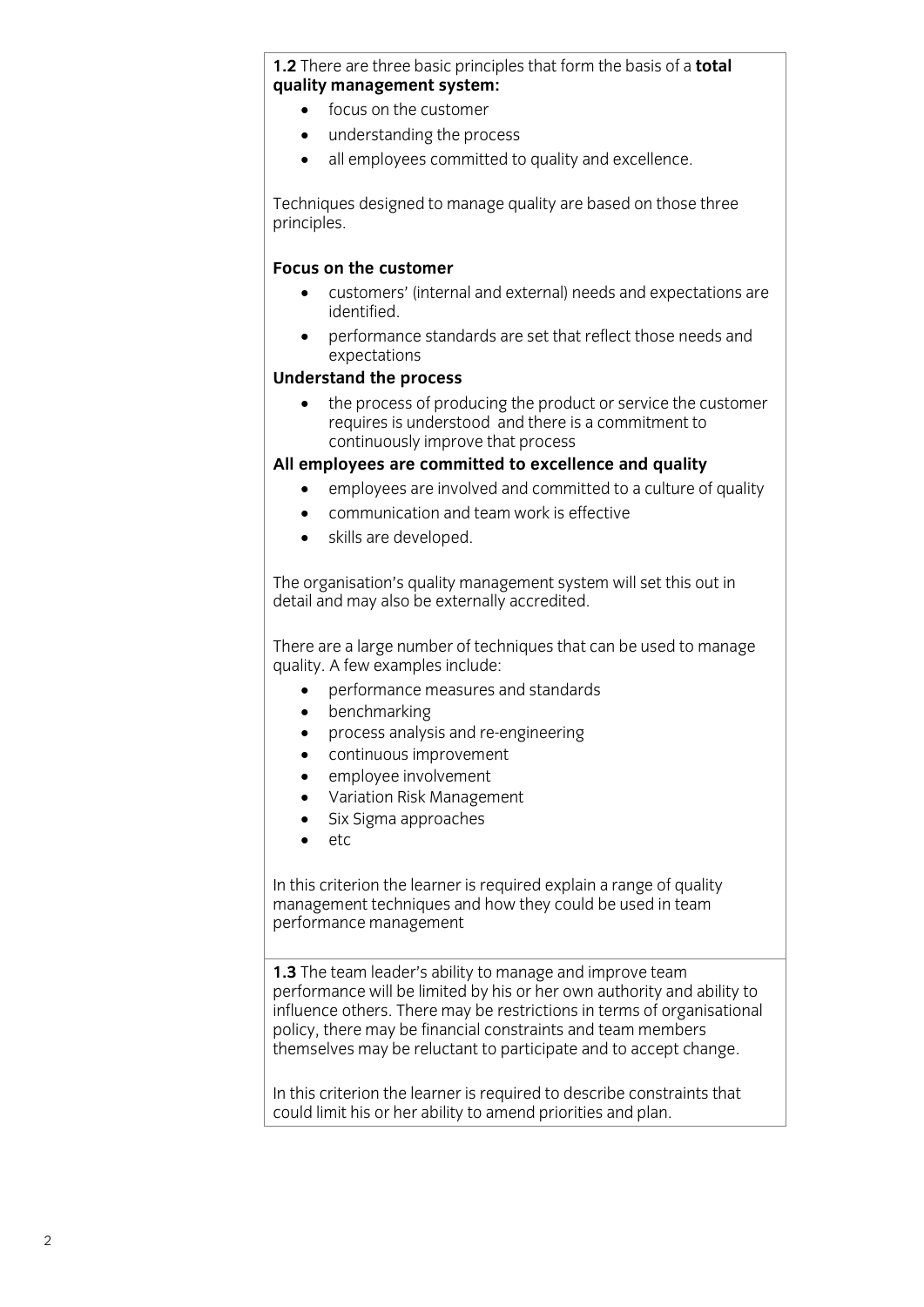**1.2** There are three basic principles that form the basis of a **total quality management system:**

- focus on the customer
- understanding the process
- all employees committed to quality and excellence.

Techniques designed to manage quality are based on those three principles.

**Focus on the customer**

- customers' (internal and external) needs and expectations are identified.
- performance standards are set that reflect those needs and expectations

**Understand the process**

- the process of producing the product or service the customer requires is understood and there is a commitment to continuously improve that process

**All employees are committed to excellence and quality**

- employees are involved and committed to a culture of quality
- communication and team work is effective
- skills are developed.

The organisation's quality management system will set this out in detail and may also be externally accredited.

There are a large number of techniques that can be used to manage quality. A few examples include:

- performance measures and standards
- benchmarking
- process analysis and re-engineering
- continuous improvement
- employee involvement
- Variation Risk Management
- Six Sigma approaches
- etc

In this criterion the learner is required explain a range of quality management techniques and how they could be used in team performance management

**1.3** The team leader's ability to manage and improve team performance will be limited by his or her own authority and ability to influence others. There may be restrictions in terms of organisational policy, there may be financial constraints and team members themselves may be reluctant to participate and to accept change.

In this criterion the learner is required to describe constraints that could limit his or her ability to amend priorities and plan.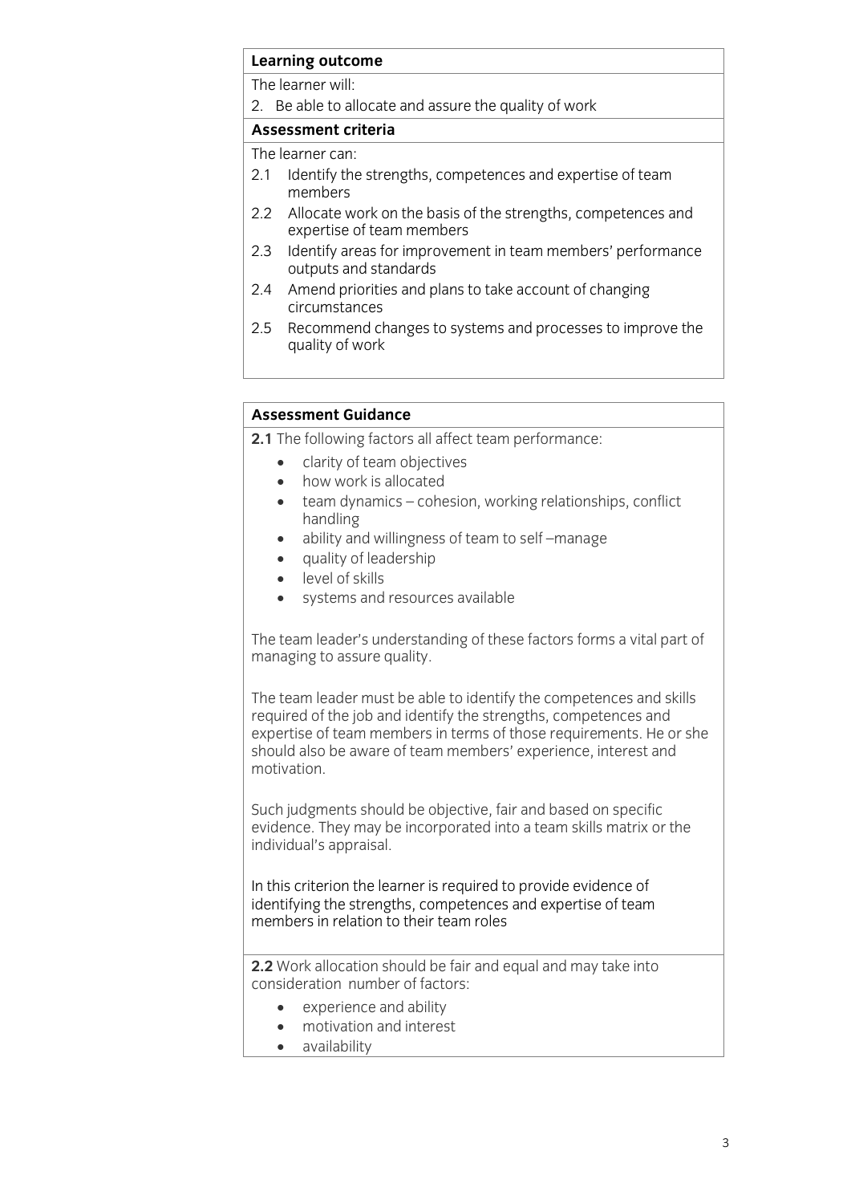| **Learning outcome** |
|---|
| The learner will: |
| 2. Be able to allocate and assure the quality of work |
| **Assessment criteria** |
| The learner can:<br>2.1 Identify the strengths, competences and expertise of team members<br>2.2 Allocate work on the basis of the strengths, competences and expertise of team members<br>2.3 Identify areas for improvement in team members' performance outputs and standards<br>2.4 Amend priorities and plans to take account of changing circumstances<br>2.5 Recommend changes to systems and processes to improve the quality of work |

**Assessment Guidance**

**2.1** The following factors all affect team performance:

- clarity of team objectives
- how work is allocated
- team dynamics – cohesion, working relationships, conflict handling
- ability and willingness of team to self –manage
- quality of leadership
- level of skills
- systems and resources available

The team leader's understanding of these factors forms a vital part of managing to assure quality.

The team leader must be able to identify the competences and skills required of the job and identify the strengths, competences and expertise of team members in terms of those requirements. He or she should also be aware of team members' experience, interest and motivation.

Such judgments should be objective, fair and based on specific evidence. They may be incorporated into a team skills matrix or the individual's appraisal.

In this criterion the learner is required to provide evidence of identifying the strengths, competences and expertise of team members in relation to their team roles

**2.2** Work allocation should be fair and equal and may take into consideration number of factors:

- experience and ability
- motivation and interest
- availability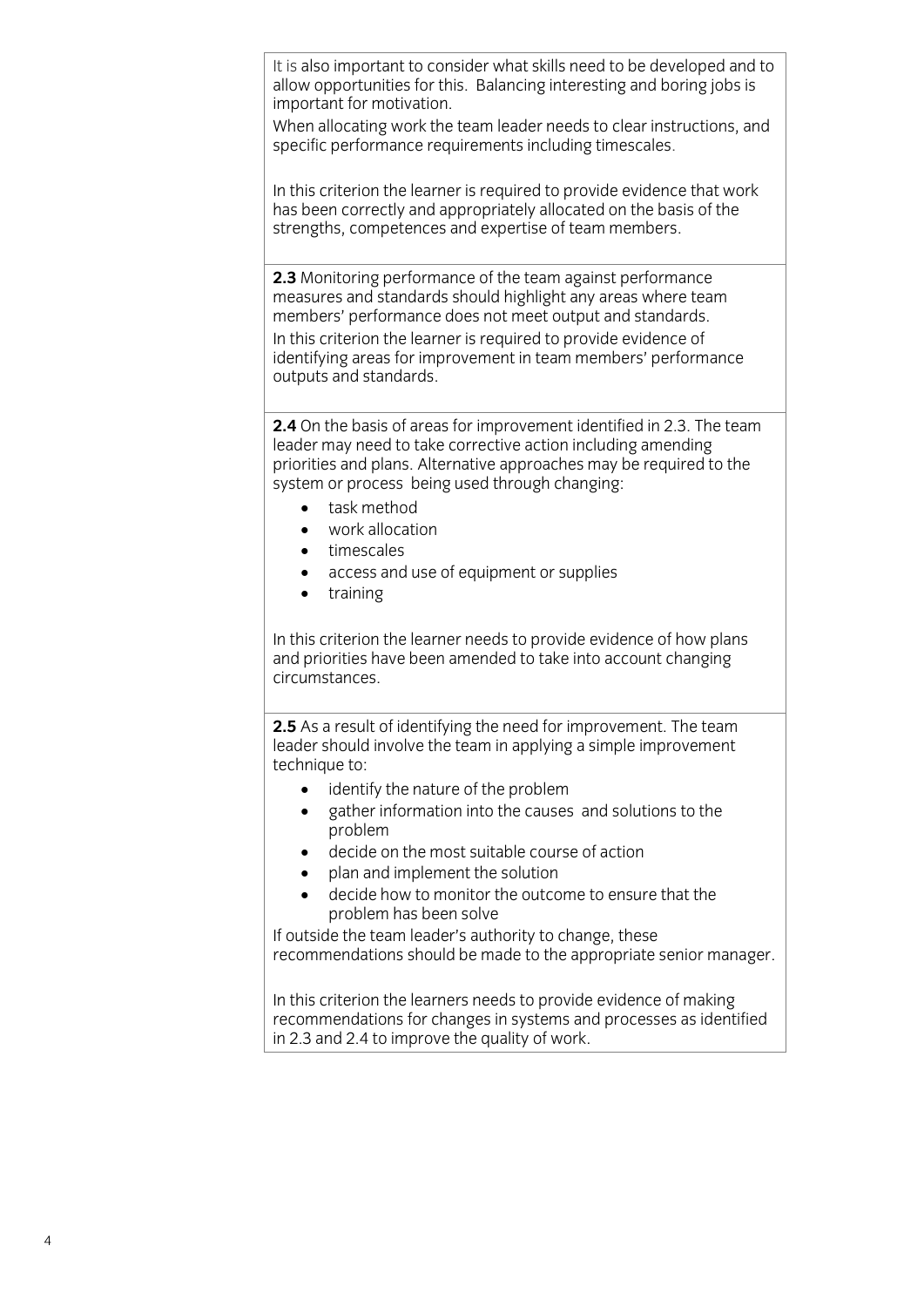It is also important to consider what skills need to be developed and to allow opportunities for this. Balancing interesting and boring jobs is important for motivation.

When allocating work the team leader needs to clear instructions, and specific performance requirements including timescales.

In this criterion the learner is required to provide evidence that work has been correctly and appropriately allocated on the basis of the strengths, competences and expertise of team members.

**2.3** Monitoring performance of the team against performance measures and standards should highlight any areas where team members' performance does not meet output and standards.

In this criterion the learner is required to provide evidence of identifying areas for improvement in team members' performance outputs and standards.

**2.4** On the basis of areas for improvement identified in 2.3. The team leader may need to take corrective action including amending priorities and plans. Alternative approaches may be required to the system or process being used through changing:

- task method
- work allocation
- timescales
- access and use of equipment or supplies
- training

In this criterion the learner needs to provide evidence of how plans and priorities have been amended to take into account changing circumstances.

**2.5** As a result of identifying the need for improvement. The team leader should involve the team in applying a simple improvement technique to:

- identify the nature of the problem
- gather information into the causes and solutions to the problem
- decide on the most suitable course of action
- plan and implement the solution
- decide how to monitor the outcome to ensure that the problem has been solve

If outside the team leader's authority to change, these recommendations should be made to the appropriate senior manager.

In this criterion the learners needs to provide evidence of making recommendations for changes in systems and processes as identified in 2.3 and 2.4 to improve the quality of work.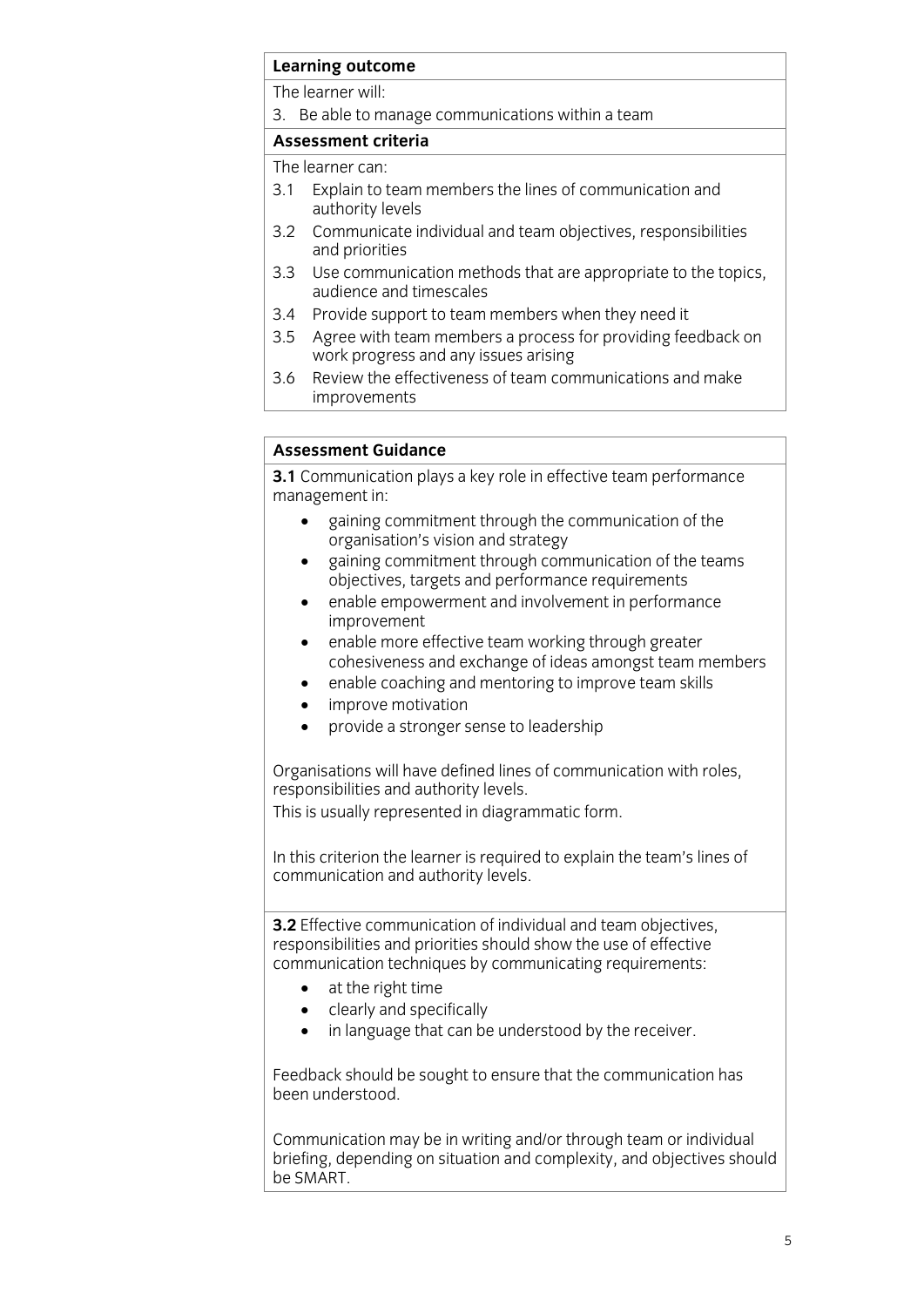**Learning outcome**

The learner will:

3. Be able to manage communications within a team

**Assessment criteria**

The learner can:

3.1 Explain to team members the lines of communication and authority levels

3.2 Communicate individual and team objectives, responsibilities and priorities

3.3 Use communication methods that are appropriate to the topics, audience and timescales

3.4 Provide support to team members when they need it

3.5 Agree with team members a process for providing feedback on work progress and any issues arising

3.6 Review the effectiveness of team communications and make improvements

**Assessment Guidance**

**3.1** Communication plays a key role in effective team performance management in:

- gaining commitment through the communication of the organisation's vision and strategy
- gaining commitment through communication of the teams objectives, targets and performance requirements
- enable empowerment and involvement in performance improvement
- enable more effective team working through greater cohesiveness and exchange of ideas amongst team members
- enable coaching and mentoring to improve team skills
- improve motivation
- provide a stronger sense to leadership

Organisations will have defined lines of communication with roles, responsibilities and authority levels.
This is usually represented in diagrammatic form.

In this criterion the learner is required to explain the team's lines of communication and authority levels.

**3.2** Effective communication of individual and team objectives, responsibilities and priorities should show the use of effective communication techniques by communicating requirements:

- at the right time
- clearly and specifically
- in language that can be understood by the receiver.

Feedback should be sought to ensure that the communication has been understood.

Communication may be in writing and/or through team or individual briefing, depending on situation and complexity, and objectives should be SMART.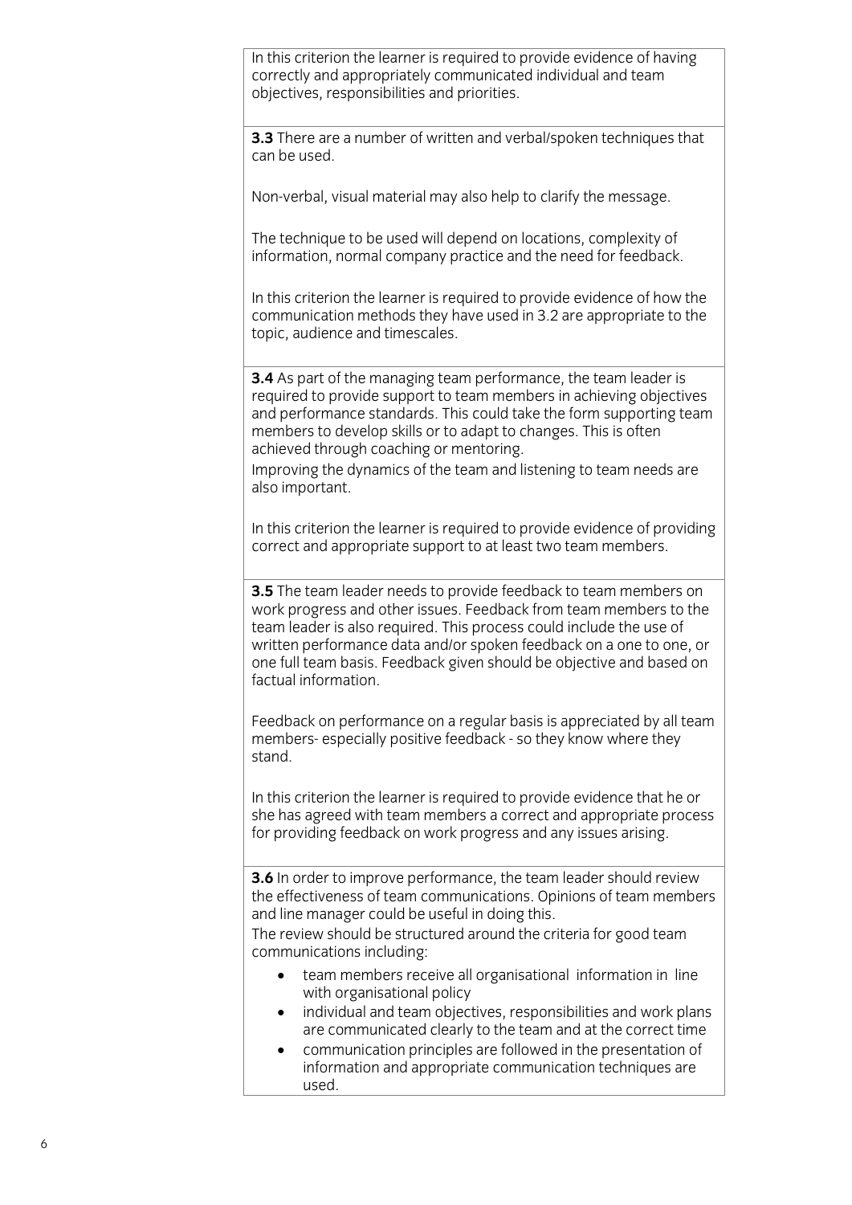In this criterion the learner is required to provide evidence of having correctly and appropriately communicated individual and team objectives, responsibilities and priorities.

**3.3** There are a number of written and verbal/spoken techniques that can be used.

Non-verbal, visual material may also help to clarify the message.

The technique to be used will depend on locations, complexity of information, normal company practice and the need for feedback.

In this criterion the learner is required to provide evidence of how the communication methods they have used in 3.2 are appropriate to the topic, audience and timescales.

**3.4** As part of the managing team performance, the team leader is required to provide support to team members in achieving objectives and performance standards. This could take the form supporting team members to develop skills or to adapt to changes. This is often achieved through coaching or mentoring.
Improving the dynamics of the team and listening to team needs are also important.

In this criterion the learner is required to provide evidence of providing correct and appropriate support to at least two team members.

**3.5** The team leader needs to provide feedback to team members on work progress and other issues. Feedback from team members to the team leader is also required. This process could include the use of written performance data and/or spoken feedback on a one to one, or one full team basis. Feedback given should be objective and based on factual information.

Feedback on performance on a regular basis is appreciated by all team members- especially positive feedback - so they know where they stand.

In this criterion the learner is required to provide evidence that he or she has agreed with team members a correct and appropriate process for providing feedback on work progress and any issues arising.

**3.6** In order to improve performance, the team leader should review the effectiveness of team communications. Opinions of team members and line manager could be useful in doing this.
The review should be structured around the criteria for good team communications including:

- team members receive all organisational information in line with organisational policy
- individual and team objectives, responsibilities and work plans are communicated clearly to the team and at the correct time
- communication principles are followed in the presentation of information and appropriate communication techniques are used.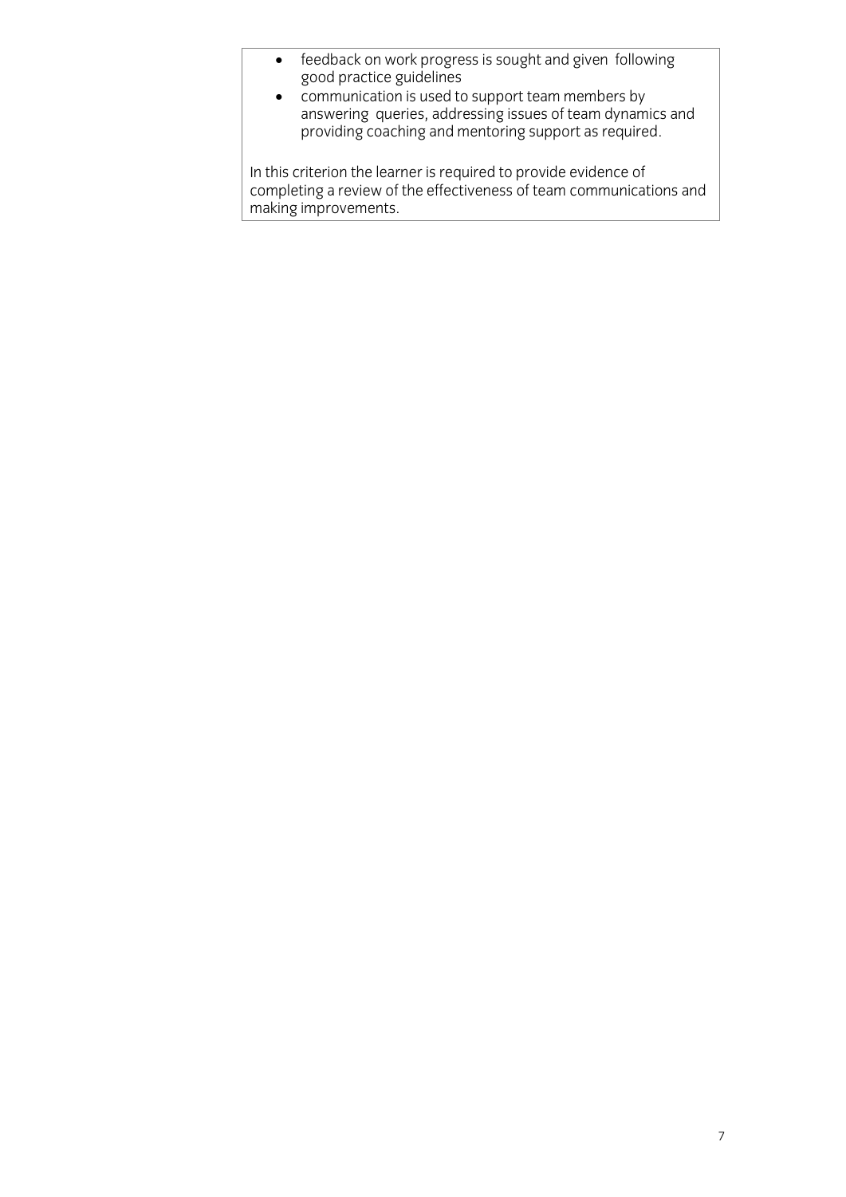- feedback on work progress is sought and given following good practice guidelines
- communication is used to support team members by answering queries, addressing issues of team dynamics and providing coaching and mentoring support as required.

In this criterion the learner is required to provide evidence of completing a review of the effectiveness of team communications and making improvements.